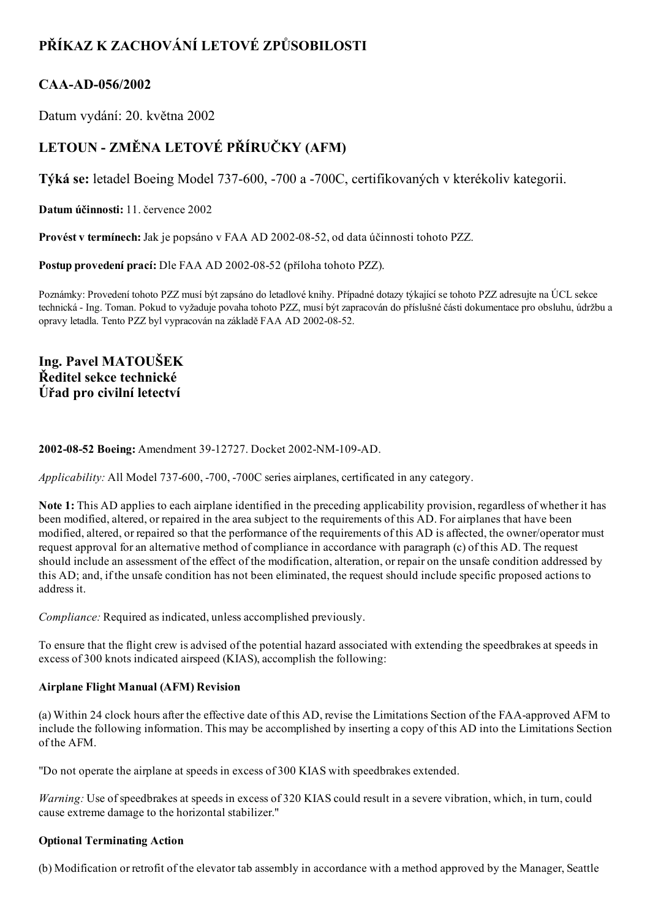# PŘÍKAZ K ZACHOVÁNÍ LETOVÉ ZPŮSOBILOSTI

## CAA-AD-056/2002

Datum vydání: 20. května 2002

## LETOUN - ZMĚNA LETOVÉ PŘÍRUČKY (AFM)

**Týká se:** letadel Boeing Model 737-600, -700 a -700C, certifikovaných v kterékoliv kategorii.

**Datum účinnosti:** 11. července 2002

**Provést v termínech:** Jak je popsáno v FAA AD 2002-08-52, od data účinnosti tohoto PZZ.

**Postup provedení prací:** Dle FAA AD 2002-08-52 (příloha tohoto PZZ).

Poznámky: Provedení tohoto PZZ musí být zapsáno do letadlové knihy. Případné dotazy týkající se tohoto PZZ adresujte na ÚCL sekce technická - Ing. Toman. Pokud to vyžaduje povaha tohoto PZZ, musí být zapracován do příslušné části dokumentace pro obsluhu, údržbu a opravy letadla. Tento PZZ byl vypracován na základě FAA AD 2002-08-52.

**Ing. Pavel MATOUŠEK**
**Ředitel sekce technické**
**Úřad pro civilní letectví**

**2002-08-52 Boeing:** Amendment 39-12727. Docket 2002-NM-109-AD.

*Applicability:* All Model 737-600, -700, -700C series airplanes, certificated in any category.

**Note 1:** This AD applies to each airplane identified in the preceding applicability provision, regardless of whether it has been modified, altered, or repaired in the area subject to the requirements of this AD. For airplanes that have been modified, altered, or repaired so that the performance of the requirements of this AD is affected, the owner/operator must request approval for an alternative method of compliance in accordance with paragraph (c) of this AD. The request should include an assessment of the effect of the modification, alteration, or repair on the unsafe condition addressed by this AD; and, if the unsafe condition has not been eliminated, the request should include specific proposed actions to address it.

*Compliance:* Required as indicated, unless accomplished previously.

To ensure that the flight crew is advised of the potential hazard associated with extending the speedbrakes at speeds in excess of 300 knots indicated airspeed (KIAS), accomplish the following:

**Airplane Flight Manual (AFM) Revision**

(a) Within 24 clock hours after the effective date of this AD, revise the Limitations Section of the FAA-approved AFM to include the following information. This may be accomplished by inserting a copy of this AD into the Limitations Section of the AFM.

"Do not operate the airplane at speeds in excess of 300 KIAS with speedbrakes extended.

*Warning:* Use of speedbrakes at speeds in excess of 320 KIAS could result in a severe vibration, which, in turn, could cause extreme damage to the horizontal stabilizer."

**Optional Terminating Action**

(b) Modification or retrofit of the elevator tab assembly in accordance with a method approved by the Manager, Seattle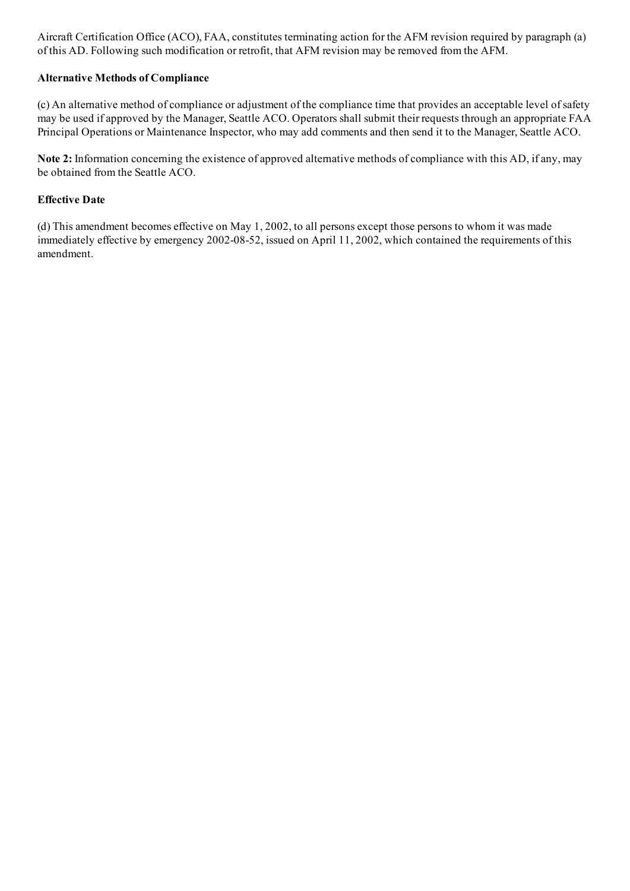Aircraft Certification Office (ACO), FAA, constitutes terminating action for the AFM revision required by paragraph (a) of this AD. Following such modification or retrofit, that AFM revision may be removed from the AFM.

**Alternative Methods of Compliance**

(c) An alternative method of compliance or adjustment of the compliance time that provides an acceptable level of safety may be used if approved by the Manager, Seattle ACO. Operators shall submit their requests through an appropriate FAA Principal Operations or Maintenance Inspector, who may add comments and then send it to the Manager, Seattle ACO.

**Note 2:** Information concerning the existence of approved alternative methods of compliance with this AD, if any, may be obtained from the Seattle ACO.

**Effective Date**

(d) This amendment becomes effective on May 1, 2002, to all persons except those persons to whom it was made immediately effective by emergency 2002-08-52, issued on April 11, 2002, which contained the requirements of this amendment.